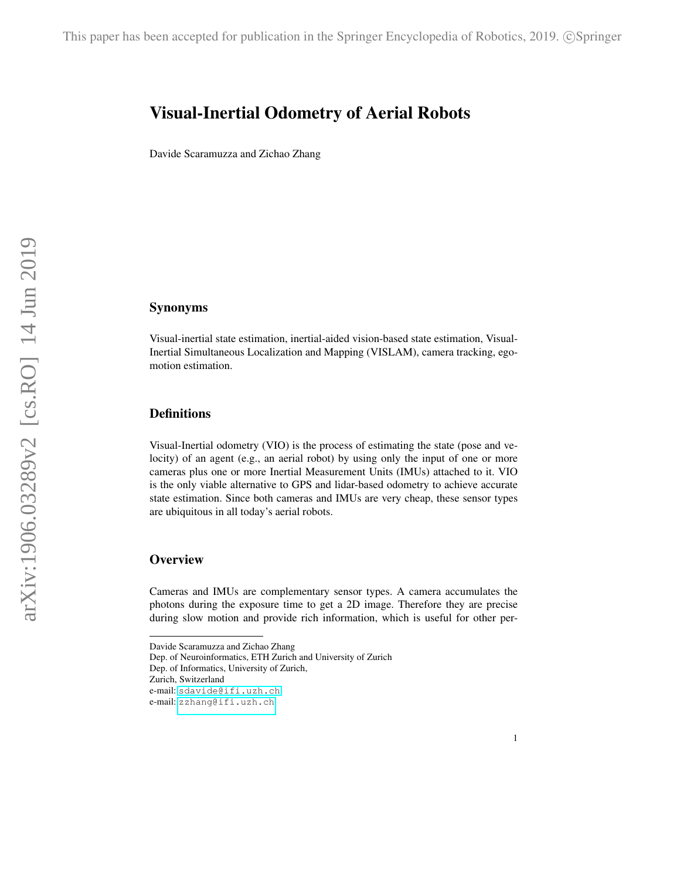# Visual-Inertial Odometry of Aerial Robots

Davide Scaramuzza and Zichao Zhang

## Synonyms

Visual-inertial state estimation, inertial-aided vision-based state estimation, Visual-Inertial Simultaneous Localization and Mapping (VISLAM), camera tracking, ego-motion estimation.

## Definitions

Visual-Inertial odometry (VIO) is the process of estimating the state (pose and velocity) of an agent (e.g., an aerial robot) by using only the input of one or more cameras plus one or more Inertial Measurement Units (IMUs) attached to it. VIO is the only viable alternative to GPS and lidar-based odometry to achieve accurate state estimation. Since both cameras and IMUs are very cheap, these sensor types are ubiquitous in all today's aerial robots.

## Overview

Cameras and IMUs are complementary sensor types. A camera accumulates the photons during the exposure time to get a 2D image. Therefore they are precise during slow motion and provide rich information, which is useful for other per-

---

Davide Scaramuzza and Zichao Zhang
Dep. of Neuroinformatics, ETH Zurich and University of Zurich
Dep. of Informatics, University of Zurich,
Zurich, Switzerland
e-mail: sdavide@ifi.uzh.ch
e-mail: zzhang@ifi.uzh.ch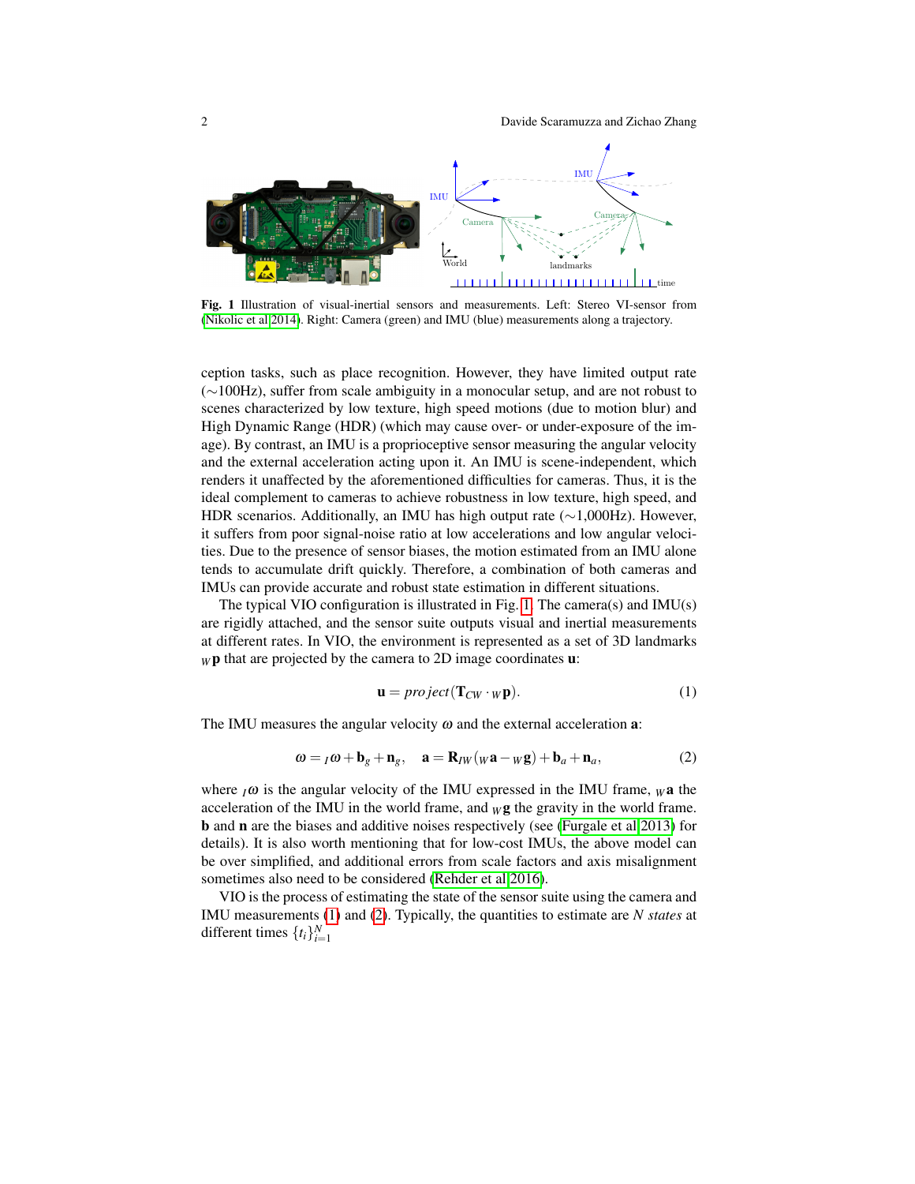**Fig. 1** Illustration of visual-inertial sensors and measurements. Left: Stereo VI-sensor from (Nikolic et al 2014). Right: Camera (green) and IMU (blue) measurements along a trajectory.

ception tasks, such as place recognition. However, they have limited output rate (∼100Hz), suffer from scale ambiguity in a monocular setup, and are not robust to scenes characterized by low texture, high speed motions (due to motion blur) and High Dynamic Range (HDR) (which may cause over- or under-exposure of the image). By contrast, an IMU is a proprioceptive sensor measuring the angular velocity and the external acceleration acting upon it. An IMU is scene-independent, which renders it unaffected by the aforementioned difficulties for cameras. Thus, it is the ideal complement to cameras to achieve robustness in low texture, high speed, and HDR scenarios. Additionally, an IMU has high output rate (∼1,000Hz). However, it suffers from poor signal-noise ratio at low accelerations and low angular velocities. Due to the presence of sensor biases, the motion estimated from an IMU alone tends to accumulate drift quickly. Therefore, a combination of both cameras and IMUs can provide accurate and robust state estimation in different situations.

The typical VIO configuration is illustrated in Fig. 1. The camera(s) and IMU(s) are rigidly attached, and the sensor suite outputs visual and inertial measurements at different rates. In VIO, the environment is represented as a set of 3D landmarks ${}_W\mathbf{p}$ that are projected by the camera to 2D image coordinates $\mathbf{u}$:

$$\mathbf{u} = project(\mathbf{T}_{CW} \cdot {}_W\mathbf{p}). \tag{1}$$

The IMU measures the angular velocity $\omega$ and the external acceleration $\mathbf{a}$:

$$\omega = {}_I\omega + \mathbf{b}_g + \mathbf{n}_g, \quad \mathbf{a} = \mathbf{R}_{IW}({}_W\mathbf{a} - {}_W\mathbf{g}) + \mathbf{b}_a + \mathbf{n}_a, \tag{2}$$

where ${}_I\omega$ is the angular velocity of the IMU expressed in the IMU frame, ${}_W\mathbf{a}$ the acceleration of the IMU in the world frame, and ${}_W\mathbf{g}$ the gravity in the world frame. $\mathbf{b}$ and $\mathbf{n}$ are the biases and additive noises respectively (see (Furgale et al 2013) for details). It is also worth mentioning that for low-cost IMUs, the above model can be over simplified, and additional errors from scale factors and axis misalignment sometimes also need to be considered (Rehder et al 2016).

VIO is the process of estimating the state of the sensor suite using the camera and IMU measurements (1) and (2). Typically, the quantities to estimate are $N$ *states* at different times $\{t_i\}_{i=1}^N$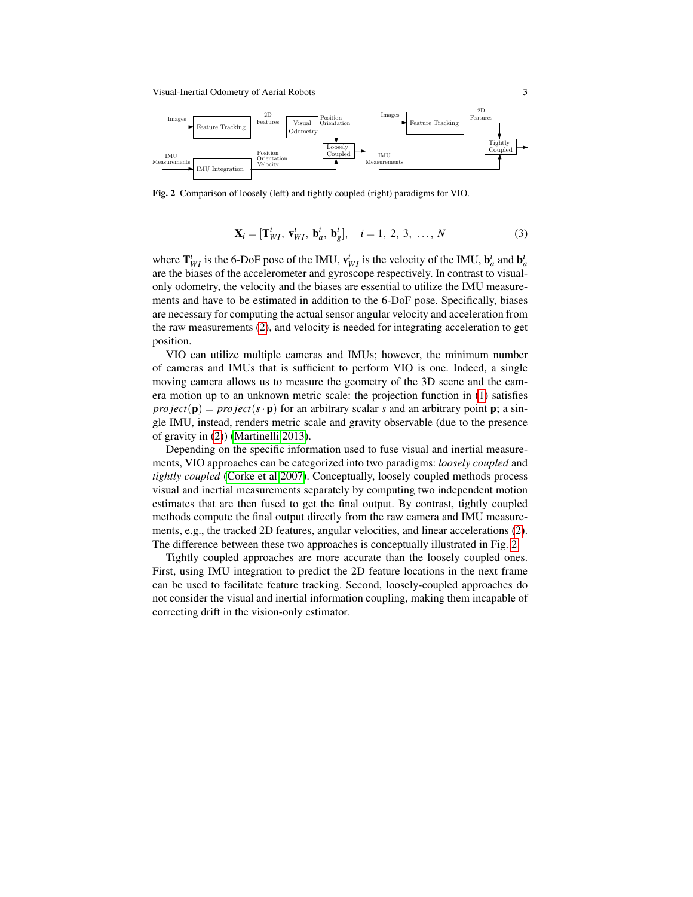Fig. 2 Comparison of loosely (left) and tightly coupled (right) paradigms for VIO.

$$\mathbf{X}_i = [\mathbf{T}_{WI}^i,\ \mathbf{v}_{WI}^i,\ \mathbf{b}_a^i,\ \mathbf{b}_g^i], \quad i = 1,\ 2,\ 3,\ \ldots,\ N \tag{3}$$

where $\mathbf{T}_{WI}^i$ is the 6-DoF pose of the IMU, $\mathbf{v}_{WI}^i$ is the velocity of the IMU, $\mathbf{b}_a^i$ and $\mathbf{b}_a^i$ are the biases of the accelerometer and gyroscope respectively. In contrast to visual-only odometry, the velocity and the biases are essential to utilize the IMU measurements and have to be estimated in addition to the 6-DoF pose. Specifically, biases are necessary for computing the actual sensor angular velocity and acceleration from the raw measurements (2), and velocity is needed for integrating acceleration to get position.

VIO can utilize multiple cameras and IMUs; however, the minimum number of cameras and IMUs that is sufficient to perform VIO is one. Indeed, a single moving camera allows us to measure the geometry of the 3D scene and the camera motion up to an unknown metric scale: the projection function in (1) satisfies $project(\mathbf{p}) = project(s \cdot \mathbf{p})$ for an arbitrary scalar $s$ and an arbitrary point $\mathbf{p}$; a single IMU, instead, renders metric scale and gravity observable (due to the presence of gravity in (2)) (Martinelli 2013).

Depending on the specific information used to fuse visual and inertial measurements, VIO approaches can be categorized into two paradigms: *loosely coupled* and *tightly coupled* (Corke et al 2007). Conceptually, loosely coupled methods process visual and inertial measurements separately by computing two independent motion estimates that are then fused to get the final output. By contrast, tightly coupled methods compute the final output directly from the raw camera and IMU measurements, e.g., the tracked 2D features, angular velocities, and linear accelerations (2). The difference between these two approaches is conceptually illustrated in Fig. 2.

Tightly coupled approaches are more accurate than the loosely coupled ones. First, using IMU integration to predict the 2D feature locations in the next frame can be used to facilitate feature tracking. Second, loosely-coupled approaches do not consider the visual and inertial information coupling, making them incapable of correcting drift in the vision-only estimator.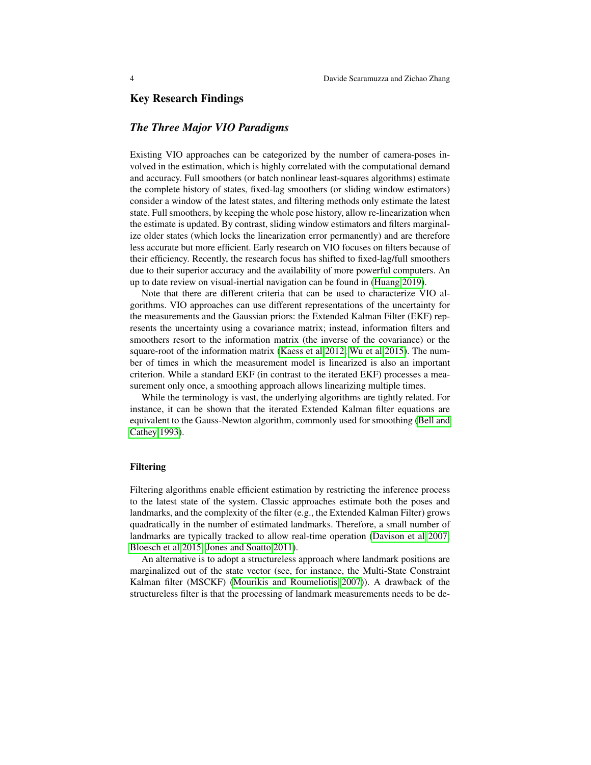## Key Research Findings

### *The Three Major VIO Paradigms*

Existing VIO approaches can be categorized by the number of camera-poses involved in the estimation, which is highly correlated with the computational demand and accuracy. Full smoothers (or batch nonlinear least-squares algorithms) estimate the complete history of states, fixed-lag smoothers (or sliding window estimators) consider a window of the latest states, and filtering methods only estimate the latest state. Full smoothers, by keeping the whole pose history, allow re-linearization when the estimate is updated. By contrast, sliding window estimators and filters marginalize older states (which locks the linearization error permanently) and are therefore less accurate but more efficient. Early research on VIO focuses on filters because of their efficiency. Recently, the research focus has shifted to fixed-lag/full smoothers due to their superior accuracy and the availability of more powerful computers. An up to date review on visual-inertial navigation can be found in (Huang 2019).

Note that there are different criteria that can be used to characterize VIO algorithms. VIO approaches can use different representations of the uncertainty for the measurements and the Gaussian priors: the Extended Kalman Filter (EKF) represents the uncertainty using a covariance matrix; instead, information filters and smoothers resort to the information matrix (the inverse of the covariance) or the square-root of the information matrix (Kaess et al 2012; Wu et al 2015). The number of times in which the measurement model is linearized is also an important criterion. While a standard EKF (in contrast to the iterated EKF) processes a measurement only once, a smoothing approach allows linearizing multiple times.

While the terminology is vast, the underlying algorithms are tightly related. For instance, it can be shown that the iterated Extended Kalman filter equations are equivalent to the Gauss-Newton algorithm, commonly used for smoothing (Bell and Cathey 1993).

#### Filtering

Filtering algorithms enable efficient estimation by restricting the inference process to the latest state of the system. Classic approaches estimate both the poses and landmarks, and the complexity of the filter (e.g., the Extended Kalman Filter) grows quadratically in the number of estimated landmarks. Therefore, a small number of landmarks are typically tracked to allow real-time operation (Davison et al 2007; Bloesch et al 2015; Jones and Soatto 2011).

An alternative is to adopt a structureless approach where landmark positions are marginalized out of the state vector (see, for instance, the Multi-State Constraint Kalman filter (MSCKF) (Mourikis and Roumeliotis 2007)). A drawback of the structureless filter is that the processing of landmark measurements needs to be de-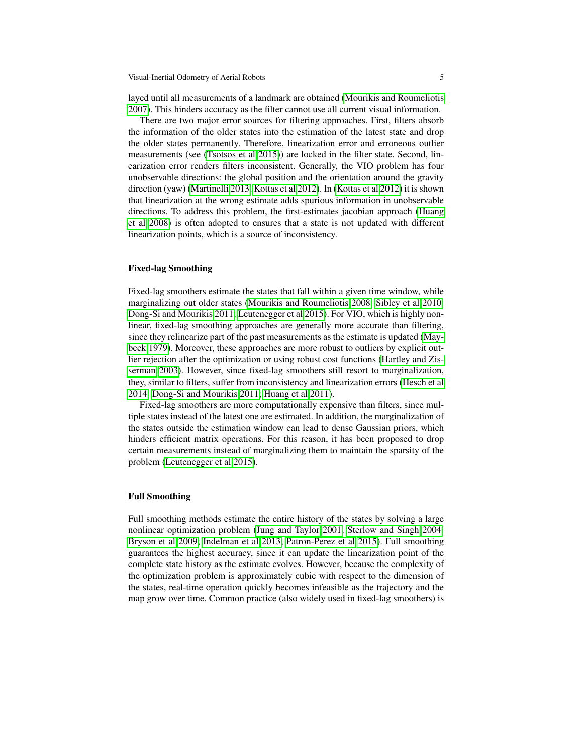layed until all measurements of a landmark are obtained (Mourikis and Roumeliotis 2007). This hinders accuracy as the filter cannot use all current visual information.

There are two major error sources for filtering approaches. First, filters absorb the information of the older states into the estimation of the latest state and drop the older states permanently. Therefore, linearization error and erroneous outlier measurements (see (Tsotsos et al 2015)) are locked in the filter state. Second, linearization error renders filters inconsistent. Generally, the VIO problem has four unobservable directions: the global position and the orientation around the gravity direction (yaw) (Martinelli 2013; Kottas et al 2012). In (Kottas et al 2012) it is shown that linearization at the wrong estimate adds spurious information in unobservable directions. To address this problem, the first-estimates jacobian approach (Huang et al 2008) is often adopted to ensures that a state is not updated with different linearization points, which is a source of inconsistency.

### Fixed-lag Smoothing

Fixed-lag smoothers estimate the states that fall within a given time window, while marginalizing out older states (Mourikis and Roumeliotis 2008; Sibley et al 2010; Dong-Si and Mourikis 2011; Leutenegger et al 2015). For VIO, which is highly nonlinear, fixed-lag smoothing approaches are generally more accurate than filtering, since they relinearize part of the past measurements as the estimate is updated (Maybeck 1979). Moreover, these approaches are more robust to outliers by explicit outlier rejection after the optimization or using robust cost functions (Hartley and Zisserman 2003). However, since fixed-lag smoothers still resort to marginalization, they, similar to filters, suffer from inconsistency and linearization errors (Hesch et al 2014; Dong-Si and Mourikis 2011; Huang et al 2011).

Fixed-lag smoothers are more computationally expensive than filters, since multiple states instead of the latest one are estimated. In addition, the marginalization of the states outside the estimation window can lead to dense Gaussian priors, which hinders efficient matrix operations. For this reason, it has been proposed to drop certain measurements instead of marginalizing them to maintain the sparsity of the problem (Leutenegger et al 2015).

### Full Smoothing

Full smoothing methods estimate the entire history of the states by solving a large nonlinear optimization problem (Jung and Taylor 2001; Sterlow and Singh 2004; Bryson et al 2009; Indelman et al 2013; Patron-Perez et al 2015). Full smoothing guarantees the highest accuracy, since it can update the linearization point of the complete state history as the estimate evolves. However, because the complexity of the optimization problem is approximately cubic with respect to the dimension of the states, real-time operation quickly becomes infeasible as the trajectory and the map grow over time. Common practice (also widely used in fixed-lag smoothers) is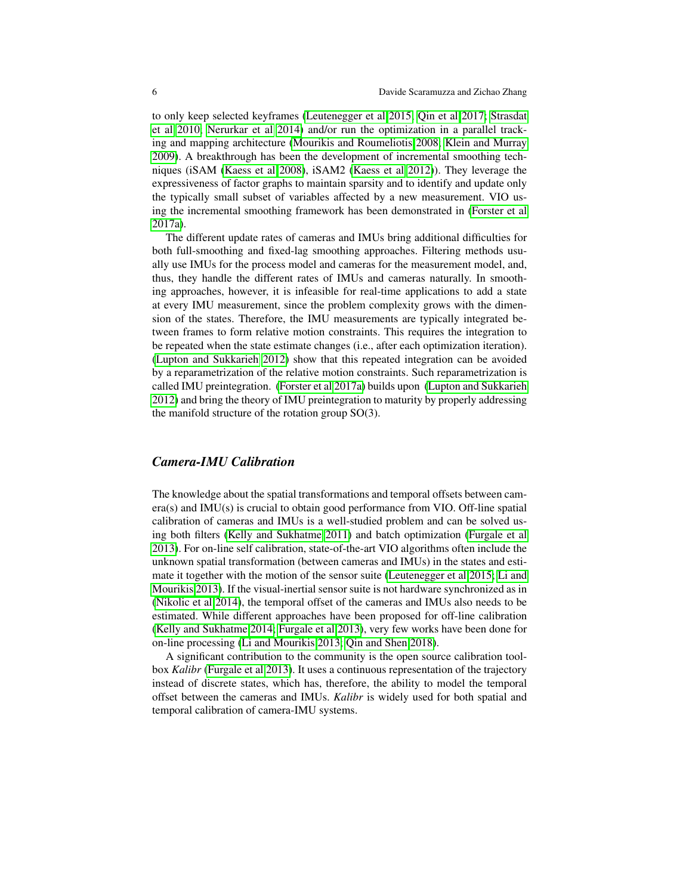to only keep selected keyframes (Leutenegger et al 2015; Qin et al 2017; Strasdat et al 2010; Nerurkar et al 2014) and/or run the optimization in a parallel tracking and mapping architecture (Mourikis and Roumeliotis 2008; Klein and Murray 2009). A breakthrough has been the development of incremental smoothing techniques (iSAM (Kaess et al 2008), iSAM2 (Kaess et al 2012)). They leverage the expressiveness of factor graphs to maintain sparsity and to identify and update only the typically small subset of variables affected by a new measurement. VIO using the incremental smoothing framework has been demonstrated in (Forster et al 2017a).

The different update rates of cameras and IMUs bring additional difficulties for both full-smoothing and fixed-lag smoothing approaches. Filtering methods usually use IMUs for the process model and cameras for the measurement model, and, thus, they handle the different rates of IMUs and cameras naturally. In smoothing approaches, however, it is infeasible for real-time applications to add a state at every IMU measurement, since the problem complexity grows with the dimension of the states. Therefore, the IMU measurements are typically integrated between frames to form relative motion constraints. This requires the integration to be repeated when the state estimate changes (i.e., after each optimization iteration). (Lupton and Sukkarieh 2012) show that this repeated integration can be avoided by a reparametrization of the relative motion constraints. Such reparametrization is called IMU preintegration. (Forster et al 2017a) builds upon (Lupton and Sukkarieh 2012) and bring the theory of IMU preintegration to maturity by properly addressing the manifold structure of the rotation group SO(3).

### *Camera-IMU Calibration*

The knowledge about the spatial transformations and temporal offsets between camera(s) and IMU(s) is crucial to obtain good performance from VIO. Off-line spatial calibration of cameras and IMUs is a well-studied problem and can be solved using both filters (Kelly and Sukhatme 2011) and batch optimization (Furgale et al 2013). For on-line self calibration, state-of-the-art VIO algorithms often include the unknown spatial transformation (between cameras and IMUs) in the states and estimate it together with the motion of the sensor suite (Leutenegger et al 2015; Li and Mourikis 2013). If the visual-inertial sensor suite is not hardware synchronized as in (Nikolic et al 2014), the temporal offset of the cameras and IMUs also needs to be estimated. While different approaches have been proposed for off-line calibration (Kelly and Sukhatme 2014; Furgale et al 2013), very few works have been done for on-line processing (Li and Mourikis 2013; Qin and Shen 2018).

A significant contribution to the community is the open source calibration toolbox *Kalibr* (Furgale et al 2013). It uses a continuous representation of the trajectory instead of discrete states, which has, therefore, the ability to model the temporal offset between the cameras and IMUs. *Kalibr* is widely used for both spatial and temporal calibration of camera-IMU systems.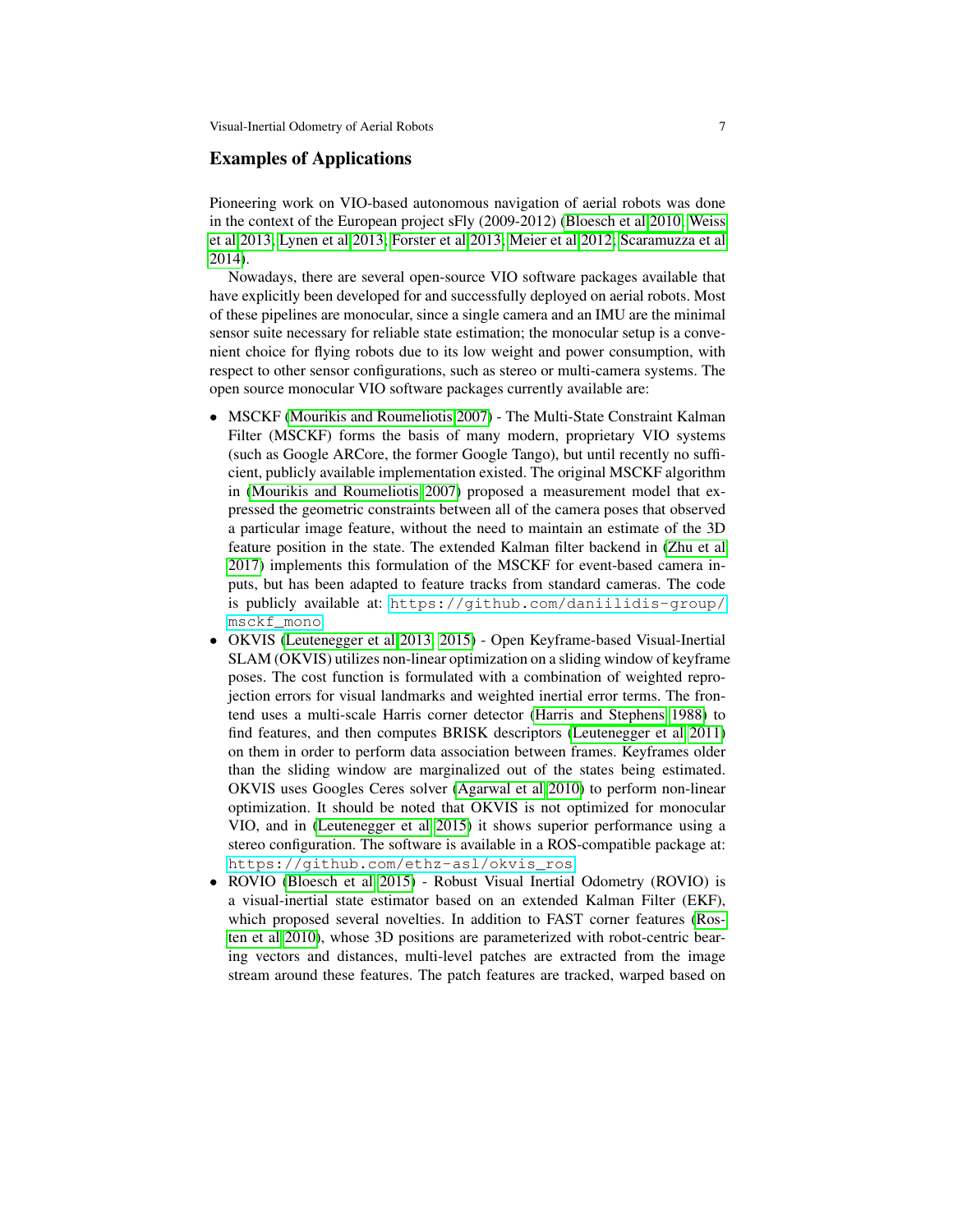## Examples of Applications

Pioneering work on VIO-based autonomous navigation of aerial robots was done in the context of the European project sFly (2009-2012) (Bloesch et al 2010; Weiss et al 2013; Lynen et al 2013; Forster et al 2013; Meier et al 2012; Scaramuzza et al 2014).

Nowadays, there are several open-source VIO software packages available that have explicitly been developed for and successfully deployed on aerial robots. Most of these pipelines are monocular, since a single camera and an IMU are the minimal sensor suite necessary for reliable state estimation; the monocular setup is a convenient choice for flying robots due to its low weight and power consumption, with respect to other sensor configurations, such as stereo or multi-camera systems. The open source monocular VIO software packages currently available are:

- MSCKF (Mourikis and Roumeliotis 2007) - The Multi-State Constraint Kalman Filter (MSCKF) forms the basis of many modern, proprietary VIO systems (such as Google ARCore, the former Google Tango), but until recently no sufficient, publicly available implementation existed. The original MSCKF algorithm in (Mourikis and Roumeliotis 2007) proposed a measurement model that expressed the geometric constraints between all of the camera poses that observed a particular image feature, without the need to maintain an estimate of the 3D feature position in the state. The extended Kalman filter backend in (Zhu et al 2017) implements this formulation of the MSCKF for event-based camera inputs, but has been adapted to feature tracks from standard cameras. The code is publicly available at: https://github.com/daniilidis-group/msckf_mono
- OKVIS (Leutenegger et al 2013, 2015) - Open Keyframe-based Visual-Inertial SLAM (OKVIS) utilizes non-linear optimization on a sliding window of keyframe poses. The cost function is formulated with a combination of weighted reprojection errors for visual landmarks and weighted inertial error terms. The frontend uses a multi-scale Harris corner detector (Harris and Stephens 1988) to find features, and then computes BRISK descriptors (Leutenegger et al 2011) on them in order to perform data association between frames. Keyframes older than the sliding window are marginalized out of the states being estimated. OKVIS uses Googles Ceres solver (Agarwal et al 2010) to perform non-linear optimization. It should be noted that OKVIS is not optimized for monocular VIO, and in (Leutenegger et al 2015) it shows superior performance using a stereo configuration. The software is available in a ROS-compatible package at: https://github.com/ethz-asl/okvis_ros
- ROVIO (Bloesch et al 2015) - Robust Visual Inertial Odometry (ROVIO) is a visual-inertial state estimator based on an extended Kalman Filter (EKF), which proposed several novelties. In addition to FAST corner features (Rosten et al 2010), whose 3D positions are parameterized with robot-centric bearing vectors and distances, multi-level patches are extracted from the image stream around these features. The patch features are tracked, warped based on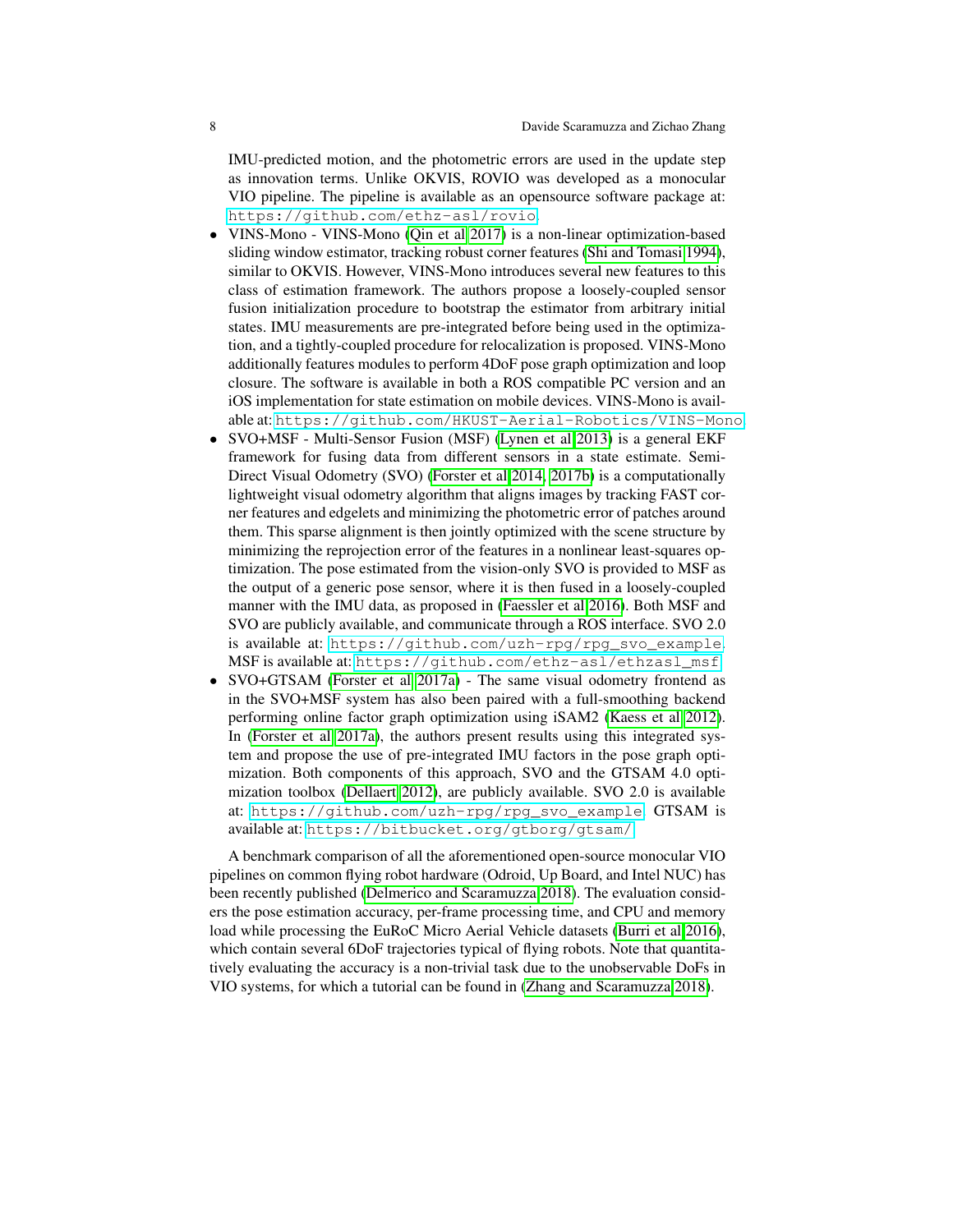IMU-predicted motion, and the photometric errors are used in the update step as innovation terms. Unlike OKVIS, ROVIO was developed as a monocular VIO pipeline. The pipeline is available as an opensource software package at: https://github.com/ethz-asl/rovio

- VINS-Mono - VINS-Mono (Qin et al 2017) is a non-linear optimization-based sliding window estimator, tracking robust corner features (Shi and Tomasi 1994), similar to OKVIS. However, VINS-Mono introduces several new features to this class of estimation framework. The authors propose a loosely-coupled sensor fusion initialization procedure to bootstrap the estimator from arbitrary initial states. IMU measurements are pre-integrated before being used in the optimization, and a tightly-coupled procedure for relocalization is proposed. VINS-Mono additionally features modules to perform 4DoF pose graph optimization and loop closure. The software is available in both a ROS compatible PC version and an iOS implementation for state estimation on mobile devices. VINS-Mono is available at: https://github.com/HKUST-Aerial-Robotics/VINS-Mono
- SVO+MSF - Multi-Sensor Fusion (MSF) (Lynen et al 2013) is a general EKF framework for fusing data from different sensors in a state estimate. Semi-Direct Visual Odometry (SVO) (Forster et al 2014, 2017b) is a computationally lightweight visual odometry algorithm that aligns images by tracking FAST corner features and edgelets and minimizing the photometric error of patches around them. This sparse alignment is then jointly optimized with the scene structure by minimizing the reprojection error of the features in a nonlinear least-squares optimization. The pose estimated from the vision-only SVO is provided to MSF as the output of a generic pose sensor, where it is then fused in a loosely-coupled manner with the IMU data, as proposed in (Faessler et al 2016). Both MSF and SVO are publicly available, and communicate through a ROS interface. SVO 2.0 is available at: https://github.com/uzh-rpg/rpg_svo_example. MSF is available at: https://github.com/ethz-asl/ethzasl_msf
- SVO+GTSAM (Forster et al 2017a) - The same visual odometry frontend as in the SVO+MSF system has also been paired with a full-smoothing backend performing online factor graph optimization using iSAM2 (Kaess et al 2012). In (Forster et al 2017a), the authors present results using this integrated system and propose the use of pre-integrated IMU factors in the pose graph optimization. Both components of this approach, SVO and the GTSAM 4.0 optimization toolbox (Dellaert 2012), are publicly available. SVO 2.0 is available at: https://github.com/uzh-rpg/rpg_svo_example. GTSAM is available at: https://bitbucket.org/gtborg/gtsam/

A benchmark comparison of all the aforementioned open-source monocular VIO pipelines on common flying robot hardware (Odroid, Up Board, and Intel NUC) has been recently published (Delmerico and Scaramuzza 2018). The evaluation considers the pose estimation accuracy, per-frame processing time, and CPU and memory load while processing the EuRoC Micro Aerial Vehicle datasets (Burri et al 2016), which contain several 6DoF trajectories typical of flying robots. Note that quantitatively evaluating the accuracy is a non-trivial task due to the unobservable DoFs in VIO systems, for which a tutorial can be found in (Zhang and Scaramuzza 2018).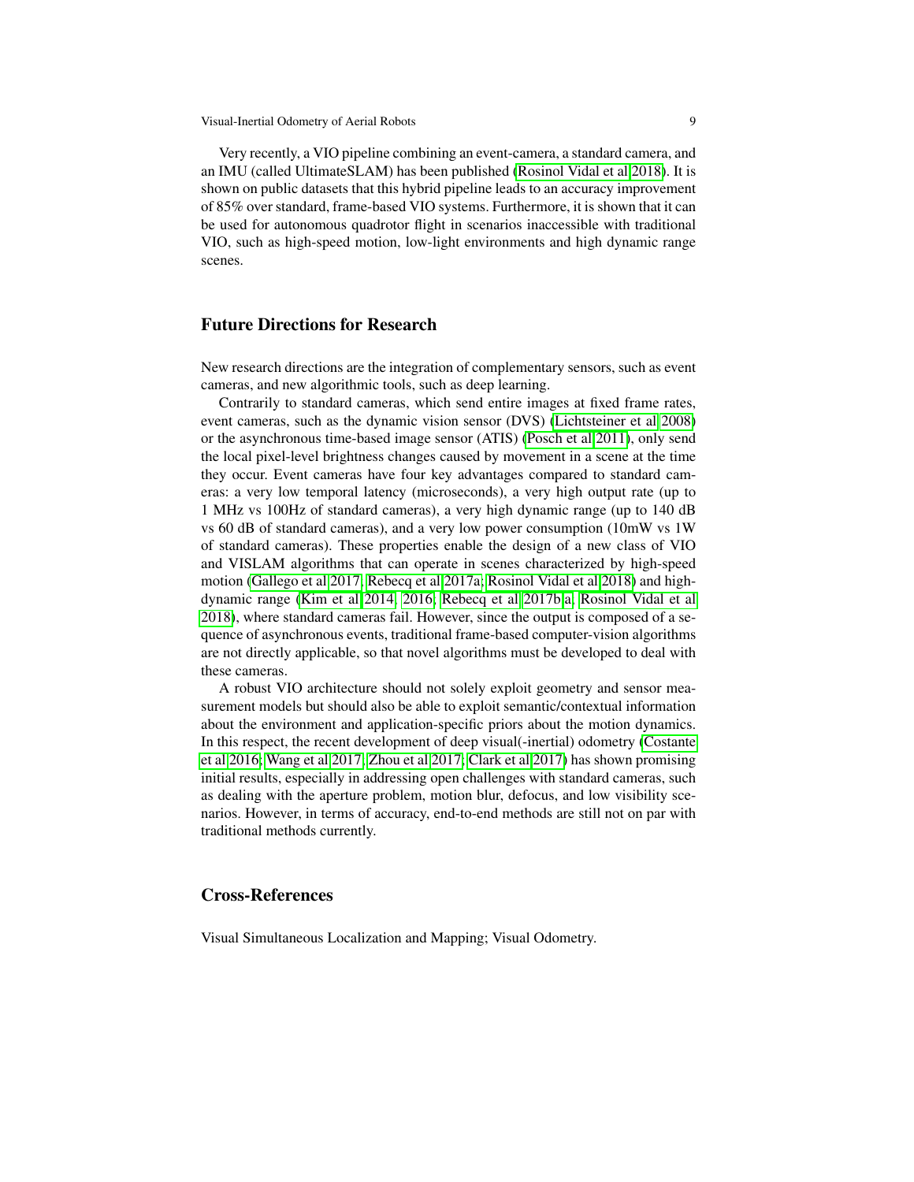Very recently, a VIO pipeline combining an event-camera, a standard camera, and an IMU (called UltimateSLAM) has been published (Rosinol Vidal et al 2018). It is shown on public datasets that this hybrid pipeline leads to an accuracy improvement of 85% over standard, frame-based VIO systems. Furthermore, it is shown that it can be used for autonomous quadrotor flight in scenarios inaccessible with traditional VIO, such as high-speed motion, low-light environments and high dynamic range scenes.

## Future Directions for Research

New research directions are the integration of complementary sensors, such as event cameras, and new algorithmic tools, such as deep learning.

Contrarily to standard cameras, which send entire images at fixed frame rates, event cameras, such as the dynamic vision sensor (DVS) (Lichtsteiner et al 2008) or the asynchronous time-based image sensor (ATIS) (Posch et al 2011), only send the local pixel-level brightness changes caused by movement in a scene at the time they occur. Event cameras have four key advantages compared to standard cameras: a very low temporal latency (microseconds), a very high output rate (up to 1 MHz vs 100Hz of standard cameras), a very high dynamic range (up to 140 dB vs 60 dB of standard cameras), and a very low power consumption (10mW vs 1W of standard cameras). These properties enable the design of a new class of VIO and VISLAM algorithms that can operate in scenes characterized by high-speed motion (Gallego et al 2017; Rebecq et al 2017a; Rosinol Vidal et al 2018) and high-dynamic range (Kim et al 2014, 2016; Rebecq et al 2017b,a; Rosinol Vidal et al 2018), where standard cameras fail. However, since the output is composed of a sequence of asynchronous events, traditional frame-based computer-vision algorithms are not directly applicable, so that novel algorithms must be developed to deal with these cameras.

A robust VIO architecture should not solely exploit geometry and sensor measurement models but should also be able to exploit semantic/contextual information about the environment and application-specific priors about the motion dynamics. In this respect, the recent development of deep visual(-inertial) odometry (Costante et al 2016; Wang et al 2017; Zhou et al 2017; Clark et al 2017) has shown promising initial results, especially in addressing open challenges with standard cameras, such as dealing with the aperture problem, motion blur, defocus, and low visibility scenarios. However, in terms of accuracy, end-to-end methods are still not on par with traditional methods currently.

## Cross-References

Visual Simultaneous Localization and Mapping; Visual Odometry.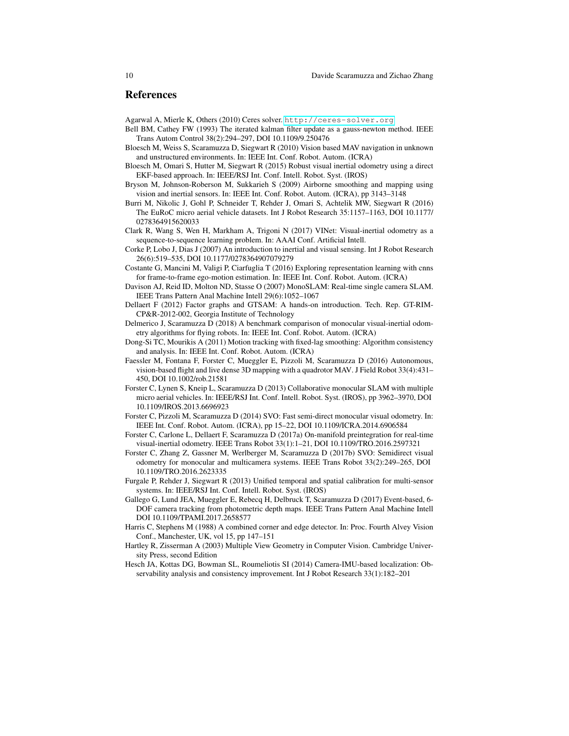## References

Agarwal A, Mierle K, Others (2010) Ceres solver. http://ceres-solver.org

Bell BM, Cathey FW (1993) The iterated kalman filter update as a gauss-newton method. IEEE Trans Autom Control 38(2):294–297, DOI 10.1109/9.250476

Bloesch M, Weiss S, Scaramuzza D, Siegwart R (2010) Vision based MAV navigation in unknown and unstructured environments. In: IEEE Int. Conf. Robot. Autom. (ICRA)

Bloesch M, Omari S, Hutter M, Siegwart R (2015) Robust visual inertial odometry using a direct EKF-based approach. In: IEEE/RSJ Int. Conf. Intell. Robot. Syst. (IROS)

Bryson M, Johnson-Roberson M, Sukkarieh S (2009) Airborne smoothing and mapping using vision and inertial sensors. In: IEEE Int. Conf. Robot. Autom. (ICRA), pp 3143–3148

Burri M, Nikolic J, Gohl P, Schneider T, Rehder J, Omari S, Achtelik MW, Siegwart R (2016) The EuRoC micro aerial vehicle datasets. Int J Robot Research 35:1157–1163, DOI 10.1177/0278364915620033

Clark R, Wang S, Wen H, Markham A, Trigoni N (2017) VINet: Visual-inertial odometry as a sequence-to-sequence learning problem. In: AAAI Conf. Artificial Intell.

Corke P, Lobo J, Dias J (2007) An introduction to inertial and visual sensing. Int J Robot Research 26(6):519–535, DOI 10.1177/0278364907079279

Costante G, Mancini M, Valigi P, Ciarfuglia T (2016) Exploring representation learning with cnns for frame-to-frame ego-motion estimation. In: IEEE Int. Conf. Robot. Autom. (ICRA)

Davison AJ, Reid ID, Molton ND, Stasse O (2007) MonoSLAM: Real-time single camera SLAM. IEEE Trans Pattern Anal Machine Intell 29(6):1052–1067

Dellaert F (2012) Factor graphs and GTSAM: A hands-on introduction. Tech. Rep. GT-RIM-CP&R-2012-002, Georgia Institute of Technology

Delmerico J, Scaramuzza D (2018) A benchmark comparison of monocular visual-inertial odometry algorithms for flying robots. In: IEEE Int. Conf. Robot. Autom. (ICRA)

Dong-Si TC, Mourikis A (2011) Motion tracking with fixed-lag smoothing: Algorithm consistency and analysis. In: IEEE Int. Conf. Robot. Autom. (ICRA)

Faessler M, Fontana F, Forster C, Mueggler E, Pizzoli M, Scaramuzza D (2016) Autonomous, vision-based flight and live dense 3D mapping with a quadrotor MAV. J Field Robot 33(4):431–450, DOI 10.1002/rob.21581

Forster C, Lynen S, Kneip L, Scaramuzza D (2013) Collaborative monocular SLAM with multiple micro aerial vehicles. In: IEEE/RSJ Int. Conf. Intell. Robot. Syst. (IROS), pp 3962–3970, DOI 10.1109/IROS.2013.6696923

Forster C, Pizzoli M, Scaramuzza D (2014) SVO: Fast semi-direct monocular visual odometry. In: IEEE Int. Conf. Robot. Autom. (ICRA), pp 15–22, DOI 10.1109/ICRA.2014.6906584

Forster C, Carlone L, Dellaert F, Scaramuzza D (2017a) On-manifold preintegration for real-time visual-inertial odometry. IEEE Trans Robot 33(1):1–21, DOI 10.1109/TRO.2016.2597321

Forster C, Zhang Z, Gassner M, Werlberger M, Scaramuzza D (2017b) SVO: Semidirect visual odometry for monocular and multicamera systems. IEEE Trans Robot 33(2):249–265, DOI 10.1109/TRO.2016.2623335

Furgale P, Rehder J, Siegwart R (2013) Unified temporal and spatial calibration for multi-sensor systems. In: IEEE/RSJ Int. Conf. Intell. Robot. Syst. (IROS)

Gallego G, Lund JEA, Mueggler E, Rebecq H, Delbruck T, Scaramuzza D (2017) Event-based, 6-DOF camera tracking from photometric depth maps. IEEE Trans Pattern Anal Machine Intell DOI 10.1109/TPAMI.2017.2658577

Harris C, Stephens M (1988) A combined corner and edge detector. In: Proc. Fourth Alvey Vision Conf., Manchester, UK, vol 15, pp 147–151

Hartley R, Zisserman A (2003) Multiple View Geometry in Computer Vision. Cambridge University Press, second Edition

Hesch JA, Kottas DG, Bowman SL, Roumeliotis SI (2014) Camera-IMU-based localization: Observability analysis and consistency improvement. Int J Robot Research 33(1):182–201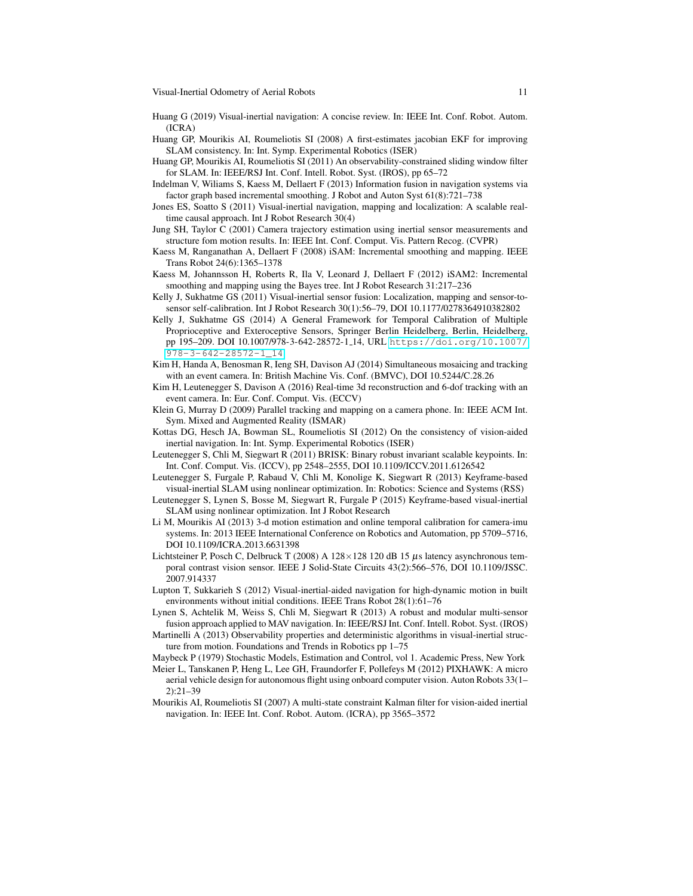Huang G (2019) Visual-inertial navigation: A concise review. In: IEEE Int. Conf. Robot. Autom. (ICRA)

Huang GP, Mourikis AI, Roumeliotis SI (2008) A first-estimates jacobian EKF for improving SLAM consistency. In: Int. Symp. Experimental Robotics (ISER)

Huang GP, Mourikis AI, Roumeliotis SI (2011) An observability-constrained sliding window filter for SLAM. In: IEEE/RSJ Int. Conf. Intell. Robot. Syst. (IROS), pp 65–72

Indelman V, Wiliams S, Kaess M, Dellaert F (2013) Information fusion in navigation systems via factor graph based incremental smoothing. J Robot and Auton Syst 61(8):721–738

Jones ES, Soatto S (2011) Visual-inertial navigation, mapping and localization: A scalable real-time causal approach. Int J Robot Research 30(4)

Jung SH, Taylor C (2001) Camera trajectory estimation using inertial sensor measurements and structure fom motion results. In: IEEE Int. Conf. Comput. Vis. Pattern Recog. (CVPR)

Kaess M, Ranganathan A, Dellaert F (2008) iSAM: Incremental smoothing and mapping. IEEE Trans Robot 24(6):1365–1378

Kaess M, Johannsson H, Roberts R, Ila V, Leonard J, Dellaert F (2012) iSAM2: Incremental smoothing and mapping using the Bayes tree. Int J Robot Research 31:217–236

Kelly J, Sukhatme GS (2011) Visual-inertial sensor fusion: Localization, mapping and sensor-to-sensor self-calibration. Int J Robot Research 30(1):56–79, DOI 10.1177/0278364910382802

Kelly J, Sukhatme GS (2014) A General Framework for Temporal Calibration of Multiple Proprioceptive and Exteroceptive Sensors, Springer Berlin Heidelberg, Berlin, Heidelberg, pp 195–209. DOI 10.1007/978-3-642-28572-1_14, URL https://doi.org/10.1007/978-3-642-28572-1_14

Kim H, Handa A, Benosman R, Ieng SH, Davison AJ (2014) Simultaneous mosaicing and tracking with an event camera. In: British Machine Vis. Conf. (BMVC), DOI 10.5244/C.28.26

Kim H, Leutenegger S, Davison A (2016) Real-time 3d reconstruction and 6-dof tracking with an event camera. In: Eur. Conf. Comput. Vis. (ECCV)

Klein G, Murray D (2009) Parallel tracking and mapping on a camera phone. In: IEEE ACM Int. Sym. Mixed and Augmented Reality (ISMAR)

Kottas DG, Hesch JA, Bowman SL, Roumeliotis SI (2012) On the consistency of vision-aided inertial navigation. In: Int. Symp. Experimental Robotics (ISER)

Leutenegger S, Chli M, Siegwart R (2011) BRISK: Binary robust invariant scalable keypoints. In: Int. Conf. Comput. Vis. (ICCV), pp 2548–2555, DOI 10.1109/ICCV.2011.6126542

Leutenegger S, Furgale P, Rabaud V, Chli M, Konolige K, Siegwart R (2013) Keyframe-based visual-inertial SLAM using nonlinear optimization. In: Robotics: Science and Systems (RSS)

Leutenegger S, Lynen S, Bosse M, Siegwart R, Furgale P (2015) Keyframe-based visual-inertial SLAM using nonlinear optimization. Int J Robot Research

Li M, Mourikis AI (2013) 3-d motion estimation and online temporal calibration for camera-imu systems. In: 2013 IEEE International Conference on Robotics and Automation, pp 5709–5716, DOI 10.1109/ICRA.2013.6631398

Lichtsteiner P, Posch C, Delbruck T (2008) A $128\times128$ 120 dB 15 $\mu$s latency asynchronous temporal contrast vision sensor. IEEE J Solid-State Circuits 43(2):566–576, DOI 10.1109/JSSC.2007.914337

Lupton T, Sukkarieh S (2012) Visual-inertial-aided navigation for high-dynamic motion in built environments without initial conditions. IEEE Trans Robot 28(1):61–76

Lynen S, Achtelik M, Weiss S, Chli M, Siegwart R (2013) A robust and modular multi-sensor fusion approach applied to MAV navigation. In: IEEE/RSJ Int. Conf. Intell. Robot. Syst. (IROS)

Martinelli A (2013) Observability properties and deterministic algorithms in visual-inertial structure from motion. Foundations and Trends in Robotics pp 1–75

Maybeck P (1979) Stochastic Models, Estimation and Control, vol 1. Academic Press, New York

Meier L, Tanskanen P, Heng L, Lee GH, Fraundorfer F, Pollefeys M (2012) PIXHAWK: A micro aerial vehicle design for autonomous flight using onboard computer vision. Auton Robots 33(1–2):21–39

Mourikis AI, Roumeliotis SI (2007) A multi-state constraint Kalman filter for vision-aided inertial navigation. In: IEEE Int. Conf. Robot. Autom. (ICRA), pp 3565–3572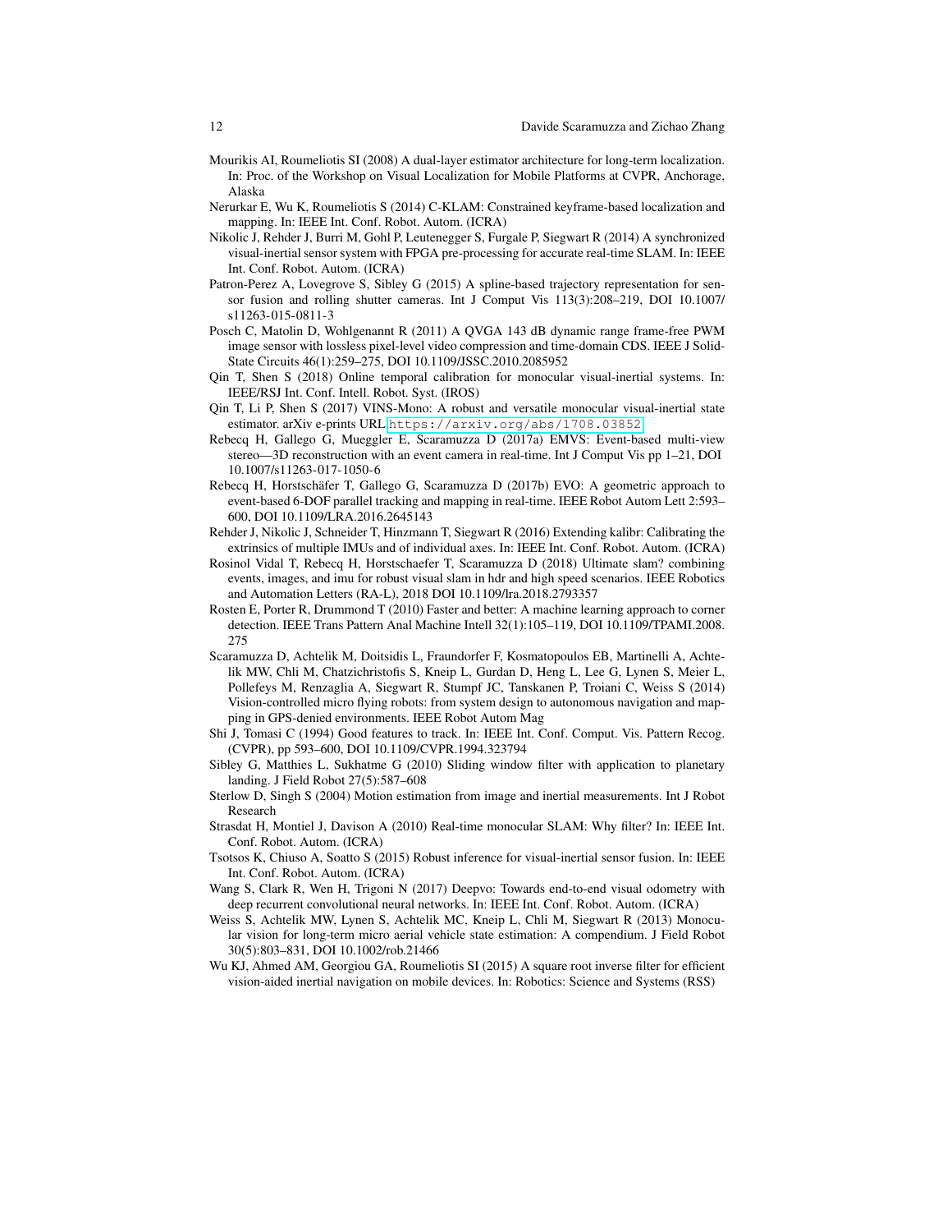Mourikis AI, Roumeliotis SI (2008) A dual-layer estimator architecture for long-term localization. In: Proc. of the Workshop on Visual Localization for Mobile Platforms at CVPR, Anchorage, Alaska

Nerurkar E, Wu K, Roumeliotis S (2014) C-KLAM: Constrained keyframe-based localization and mapping. In: IEEE Int. Conf. Robot. Autom. (ICRA)

Nikolic J, Rehder J, Burri M, Gohl P, Leutenegger S, Furgale P, Siegwart R (2014) A synchronized visual-inertial sensor system with FPGA pre-processing for accurate real-time SLAM. In: IEEE Int. Conf. Robot. Autom. (ICRA)

Patron-Perez A, Lovegrove S, Sibley G (2015) A spline-based trajectory representation for sensor fusion and rolling shutter cameras. Int J Comput Vis 113(3):208–219, DOI 10.1007/s11263-015-0811-3

Posch C, Matolin D, Wohlgenannt R (2011) A QVGA 143 dB dynamic range frame-free PWM image sensor with lossless pixel-level video compression and time-domain CDS. IEEE J Solid-State Circuits 46(1):259–275, DOI 10.1109/JSSC.2010.2085952

Qin T, Shen S (2018) Online temporal calibration for monocular visual-inertial systems. In: IEEE/RSJ Int. Conf. Intell. Robot. Syst. (IROS)

Qin T, Li P, Shen S (2017) VINS-Mono: A robust and versatile monocular visual-inertial state estimator. arXiv e-prints URL https://arxiv.org/abs/1708.03852

Rebecq H, Gallego G, Mueggler E, Scaramuzza D (2017a) EMVS: Event-based multi-view stereo—3D reconstruction with an event camera in real-time. Int J Comput Vis pp 1–21, DOI 10.1007/s11263-017-1050-6

Rebecq H, Horstschäfer T, Gallego G, Scaramuzza D (2017b) EVO: A geometric approach to event-based 6-DOF parallel tracking and mapping in real-time. IEEE Robot Autom Lett 2:593–600, DOI 10.1109/LRA.2016.2645143

Rehder J, Nikolic J, Schneider T, Hinzmann T, Siegwart R (2016) Extending kalibr: Calibrating the extrinsics of multiple IMUs and of individual axes. In: IEEE Int. Conf. Robot. Autom. (ICRA)

Rosinol Vidal T, Rebecq H, Horstschaefer T, Scaramuzza D (2018) Ultimate slam? combining events, images, and imu for robust visual slam in hdr and high speed scenarios. IEEE Robotics and Automation Letters (RA-L), 2018 DOI 10.1109/lra.2018.2793357

Rosten E, Porter R, Drummond T (2010) Faster and better: A machine learning approach to corner detection. IEEE Trans Pattern Anal Machine Intell 32(1):105–119, DOI 10.1109/TPAMI.2008.275

Scaramuzza D, Achtelik M, Doitsidis L, Fraundorfer F, Kosmatopoulos EB, Martinelli A, Achtelik MW, Chli M, Chatzichristofis S, Kneip L, Gurdan D, Heng L, Lee G, Lynen S, Meier L, Pollefeys M, Renzaglia A, Siegwart R, Stumpf JC, Tanskanen P, Troiani C, Weiss S (2014) Vision-controlled micro flying robots: from system design to autonomous navigation and mapping in GPS-denied environments. IEEE Robot Autom Mag

Shi J, Tomasi C (1994) Good features to track. In: IEEE Int. Conf. Comput. Vis. Pattern Recog. (CVPR), pp 593–600, DOI 10.1109/CVPR.1994.323794

Sibley G, Matthies L, Sukhatme G (2010) Sliding window filter with application to planetary landing. J Field Robot 27(5):587–608

Sterlow D, Singh S (2004) Motion estimation from image and inertial measurements. Int J Robot Research

Strasdat H, Montiel J, Davison A (2010) Real-time monocular SLAM: Why filter? In: IEEE Int. Conf. Robot. Autom. (ICRA)

Tsotsos K, Chiuso A, Soatto S (2015) Robust inference for visual-inertial sensor fusion. In: IEEE Int. Conf. Robot. Autom. (ICRA)

Wang S, Clark R, Wen H, Trigoni N (2017) Deepvo: Towards end-to-end visual odometry with deep recurrent convolutional neural networks. In: IEEE Int. Conf. Robot. Autom. (ICRA)

Weiss S, Achtelik MW, Lynen S, Achtelik MC, Kneip L, Chli M, Siegwart R (2013) Monocular vision for long-term micro aerial vehicle state estimation: A compendium. J Field Robot 30(5):803–831, DOI 10.1002/rob.21466

Wu KJ, Ahmed AM, Georgiou GA, Roumeliotis SI (2015) A square root inverse filter for efficient vision-aided inertial navigation on mobile devices. In: Robotics: Science and Systems (RSS)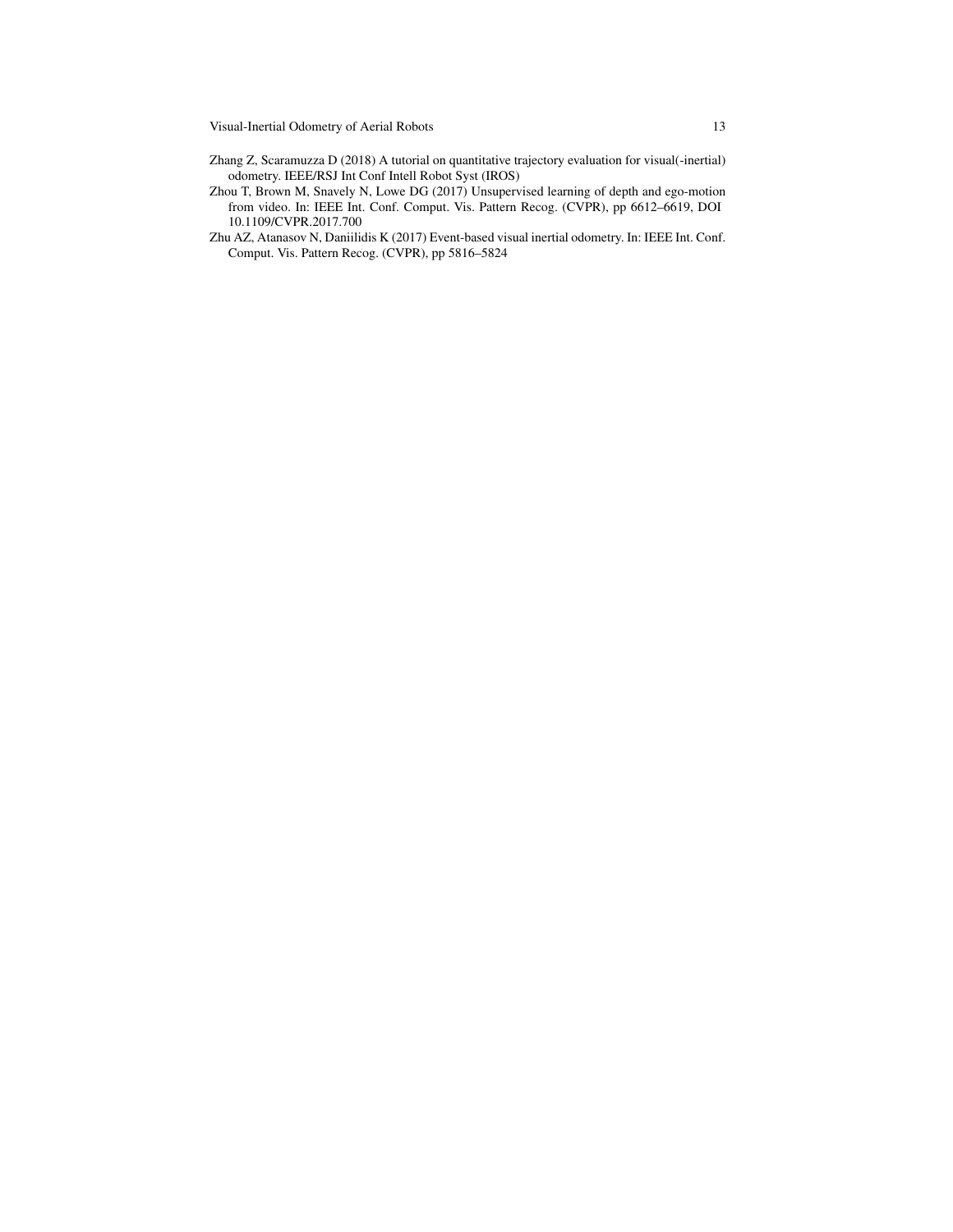Zhang Z, Scaramuzza D (2018) A tutorial on quantitative trajectory evaluation for visual(-inertial) odometry. IEEE/RSJ Int Conf Intell Robot Syst (IROS)

Zhou T, Brown M, Snavely N, Lowe DG (2017) Unsupervised learning of depth and ego-motion from video. In: IEEE Int. Conf. Comput. Vis. Pattern Recog. (CVPR), pp 6612–6619, DOI 10.1109/CVPR.2017.700

Zhu AZ, Atanasov N, Daniilidis K (2017) Event-based visual inertial odometry. In: IEEE Int. Conf. Comput. Vis. Pattern Recog. (CVPR), pp 5816–5824